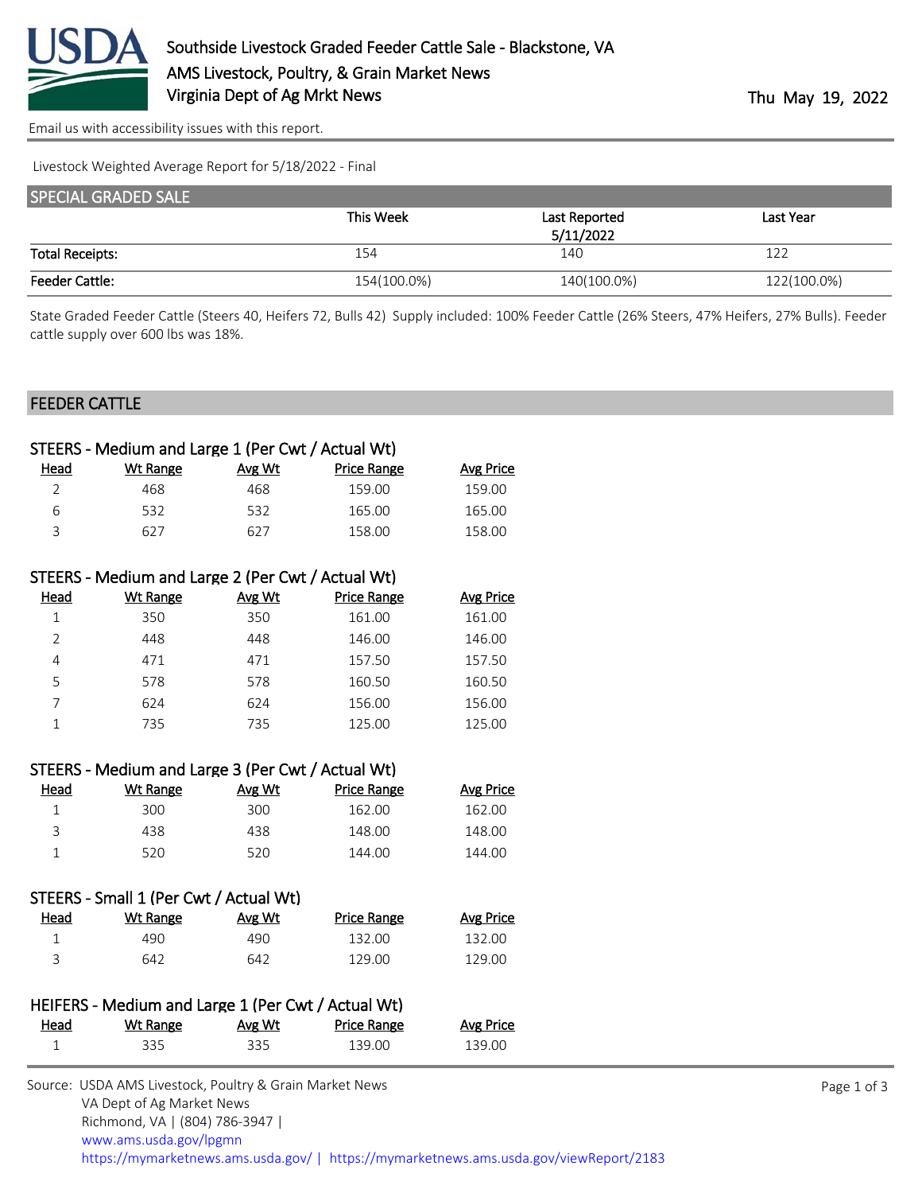# Southside Livestock Graded Feeder Cattle Sale - Blackstone, VA

AMS Livestock, Poultry, & Grain Market News

Virginia Dept of Ag Mrkt News

Thu May 19, 2022

Email us with accessibility issues with this report.

Livestock Weighted Average Report for 5/18/2022 - Final

## SPECIAL GRADED SALE

| | This Week | Last Reported 5/11/2022 | Last Year |
|---|---|---|---|
| Total Receipts: | 154 | 140 | 122 |
| Feeder Cattle: | 154(100.0%) | 140(100.0%) | 122(100.0%) |

State Graded Feeder Cattle (Steers 40, Heifers 72, Bulls 42) Supply included: 100% Feeder Cattle (26% Steers, 47% Heifers, 27% Bulls). Feeder cattle supply over 600 lbs was 18%.

## FEEDER CATTLE

### STEERS - Medium and Large 1 (Per Cwt / Actual Wt)

| Head | Wt Range | Avg Wt | Price Range | Avg Price |
|---|---|---|---|---|
| 2 | 468 | 468 | 159.00 | 159.00 |
| 6 | 532 | 532 | 165.00 | 165.00 |
| 3 | 627 | 627 | 158.00 | 158.00 |

### STEERS - Medium and Large 2 (Per Cwt / Actual Wt)

| Head | Wt Range | Avg Wt | Price Range | Avg Price |
|---|---|---|---|---|
| 1 | 350 | 350 | 161.00 | 161.00 |
| 2 | 448 | 448 | 146.00 | 146.00 |
| 4 | 471 | 471 | 157.50 | 157.50 |
| 5 | 578 | 578 | 160.50 | 160.50 |
| 7 | 624 | 624 | 156.00 | 156.00 |
| 1 | 735 | 735 | 125.00 | 125.00 |

### STEERS - Medium and Large 3 (Per Cwt / Actual Wt)

| Head | Wt Range | Avg Wt | Price Range | Avg Price |
|---|---|---|---|---|
| 1 | 300 | 300 | 162.00 | 162.00 |
| 3 | 438 | 438 | 148.00 | 148.00 |
| 1 | 520 | 520 | 144.00 | 144.00 |

### STEERS - Small 1 (Per Cwt / Actual Wt)

| Head | Wt Range | Avg Wt | Price Range | Avg Price |
|---|---|---|---|---|
| 1 | 490 | 490 | 132.00 | 132.00 |
| 3 | 642 | 642 | 129.00 | 129.00 |

### HEIFERS - Medium and Large 1 (Per Cwt / Actual Wt)

| Head | Wt Range | Avg Wt | Price Range | Avg Price |
|---|---|---|---|---|
| 1 | 335 | 335 | 139.00 | 139.00 |

Source: USDA AMS Livestock, Poultry & Grain Market News
VA Dept of Ag Market News
Richmond, VA | (804) 786-3947 |
www.ams.usda.gov/lpgmn
https://mymarketnews.ams.usda.gov/ | https://mymarketnews.ams.usda.gov/viewReport/2183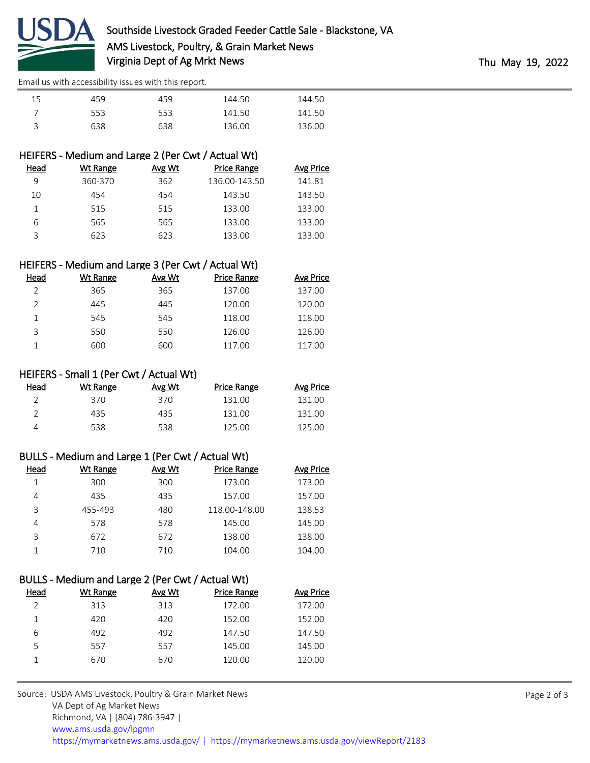| Head | Wt Range | Avg Wt | Price Range | Avg Price |
|---|---|---|---|---|
| 15 | 459 | 459 | 144.50 | 144.50 |
| 7 | 553 | 553 | 141.50 | 141.50 |
| 3 | 638 | 638 | 136.00 | 136.00 |

### HEIFERS - Medium and Large 2 (Per Cwt / Actual Wt)

| Head | Wt Range | Avg Wt | Price Range | Avg Price |
|---|---|---|---|---|
| 9 | 360-370 | 362 | 136.00-143.50 | 141.81 |
| 10 | 454 | 454 | 143.50 | 143.50 |
| 1 | 515 | 515 | 133.00 | 133.00 |
| 6 | 565 | 565 | 133.00 | 133.00 |
| 3 | 623 | 623 | 133.00 | 133.00 |

### HEIFERS - Medium and Large 3 (Per Cwt / Actual Wt)

| Head | Wt Range | Avg Wt | Price Range | Avg Price |
|---|---|---|---|---|
| 2 | 365 | 365 | 137.00 | 137.00 |
| 2 | 445 | 445 | 120.00 | 120.00 |
| 1 | 545 | 545 | 118.00 | 118.00 |
| 3 | 550 | 550 | 126.00 | 126.00 |
| 1 | 600 | 600 | 117.00 | 117.00 |

### HEIFERS - Small 1 (Per Cwt / Actual Wt)

| Head | Wt Range | Avg Wt | Price Range | Avg Price |
|---|---|---|---|---|
| 2 | 370 | 370 | 131.00 | 131.00 |
| 2 | 435 | 435 | 131.00 | 131.00 |
| 4 | 538 | 538 | 125.00 | 125.00 |

### BULLS - Medium and Large 1 (Per Cwt / Actual Wt)

| Head | Wt Range | Avg Wt | Price Range | Avg Price |
|---|---|---|---|---|
| 1 | 300 | 300 | 173.00 | 173.00 |
| 4 | 435 | 435 | 157.00 | 157.00 |
| 3 | 455-493 | 480 | 118.00-148.00 | 138.53 |
| 4 | 578 | 578 | 145.00 | 145.00 |
| 3 | 672 | 672 | 138.00 | 138.00 |
| 1 | 710 | 710 | 104.00 | 104.00 |

### BULLS - Medium and Large 2 (Per Cwt / Actual Wt)

| Head | Wt Range | Avg Wt | Price Range | Avg Price |
|---|---|---|---|---|
| 2 | 313 | 313 | 172.00 | 172.00 |
| 1 | 420 | 420 | 152.00 | 152.00 |
| 6 | 492 | 492 | 147.50 | 147.50 |
| 5 | 557 | 557 | 145.00 | 145.00 |
| 1 | 670 | 670 | 120.00 | 120.00 |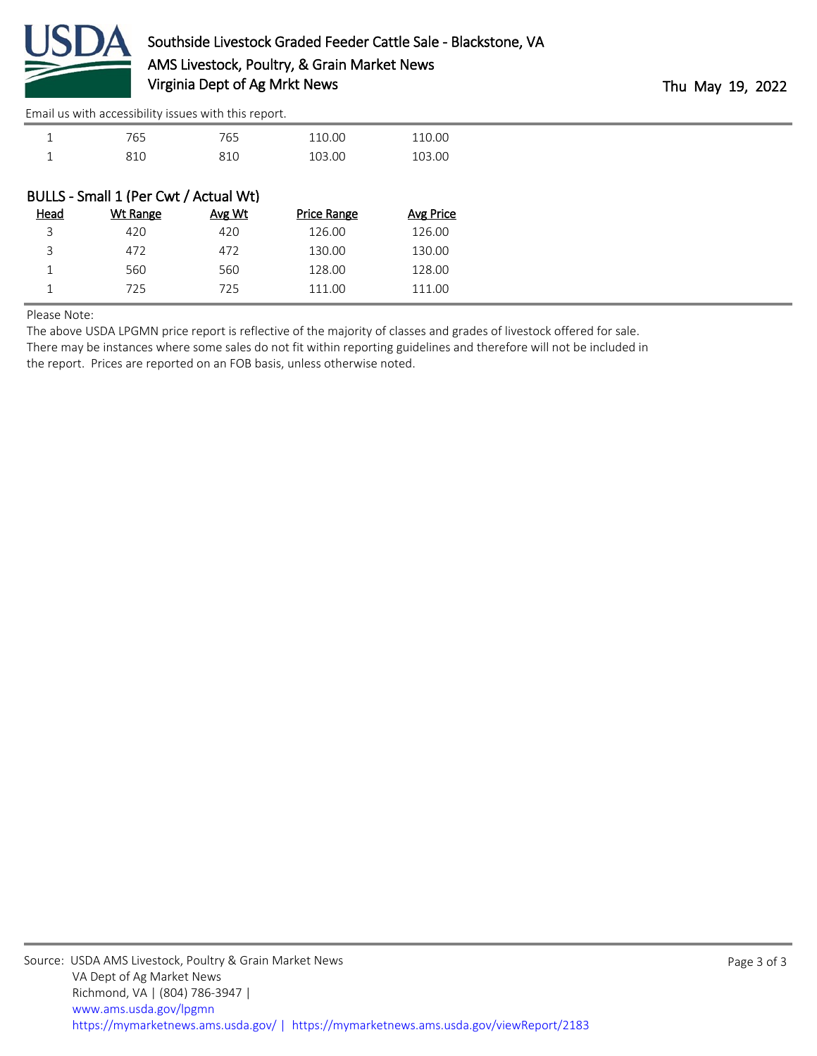Email us with accessibility issues with this report.

| | | | | |
|---|---|---|---|---|
| 1 | 765 | 765 | 110.00 | 110.00 |
| 1 | 810 | 810 | 103.00 | 103.00 |

### BULLS - Small 1 (Per Cwt / Actual Wt)

| Head | Wt Range | Avg Wt | Price Range | Avg Price |
|---|---|---|---|---|
| 3 | 420 | 420 | 126.00 | 126.00 |
| 3 | 472 | 472 | 130.00 | 130.00 |
| 1 | 560 | 560 | 128.00 | 128.00 |
| 1 | 725 | 725 | 111.00 | 111.00 |

Please Note:

The above USDA LPGMN price report is reflective of the majority of classes and grades of livestock offered for sale. There may be instances where some sales do not fit within reporting guidelines and therefore will not be included in the report. Prices are reported on an FOB basis, unless otherwise noted.

Source: USDA AMS Livestock, Poultry & Grain Market News
VA Dept of Ag Market News
Richmond, VA | (804) 786-3947 |
www.ams.usda.gov/lpgmn
https://mymarketnews.ams.usda.gov/ | https://mymarketnews.ams.usda.gov/viewReport/2183